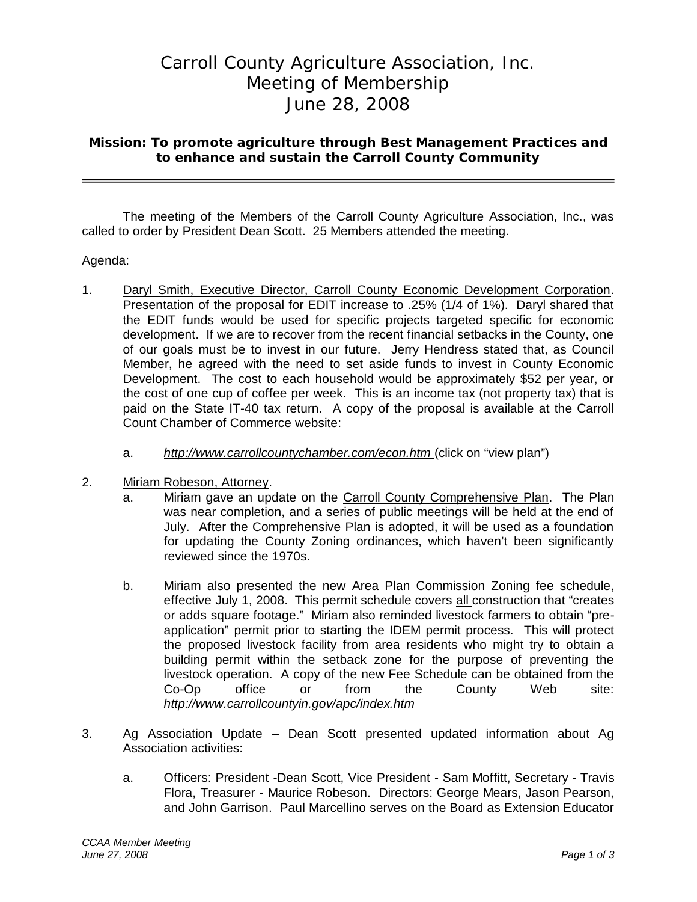# Carroll County Agriculture Association, Inc.
# Meeting of Membership
# June 28, 2008

**Mission: To promote agriculture through Best Management Practices and to enhance and sustain the Carroll County Community**

---

The meeting of the Members of the Carroll County Agriculture Association, Inc., was called to order by President Dean Scott. 25 Members attended the meeting.

Agenda:

1. Daryl Smith, Executive Director, Carroll County Economic Development Corporation. Presentation of the proposal for EDIT increase to .25% (1/4 of 1%). Daryl shared that the EDIT funds would be used for specific projects targeted specific for economic development. If we are to recover from the recent financial setbacks in the County, one of our goals must be to invest in our future. Jerry Hendress stated that, as Council Member, he agreed with the need to set aside funds to invest in County Economic Development. The cost to each household would be approximately $52 per year, or the cost of one cup of coffee per week. This is an income tax (not property tax) that is paid on the State IT-40 tax return. A copy of the proposal is available at the Carroll Count Chamber of Commerce website:

   a. *http://www.carrollcountychamber.com/econ.htm* (click on "view plan")

2. Miriam Robeson, Attorney.

   a. Miriam gave an update on the Carroll County Comprehensive Plan. The Plan was near completion, and a series of public meetings will be held at the end of July. After the Comprehensive Plan is adopted, it will be used as a foundation for updating the County Zoning ordinances, which haven't been significantly reviewed since the 1970s.

   b. Miriam also presented the new Area Plan Commission Zoning fee schedule, effective July 1, 2008. This permit schedule covers all construction that "creates or adds square footage." Miriam also reminded livestock farmers to obtain "pre-application" permit prior to starting the IDEM permit process. This will protect the proposed livestock facility from area residents who might try to obtain a building permit within the setback zone for the purpose of preventing the livestock operation. A copy of the new Fee Schedule can be obtained from the Co-Op office or from the County Web site: *http://www.carrollcountyin.gov/apc/index.htm*

3. Ag Association Update – Dean Scott presented updated information about Ag Association activities:

   a. Officers: President -Dean Scott, Vice President - Sam Moffitt, Secretary - Travis Flora, Treasurer - Maurice Robeson. Directors: George Mears, Jason Pearson, and John Garrison. Paul Marcellino serves on the Board as Extension Educator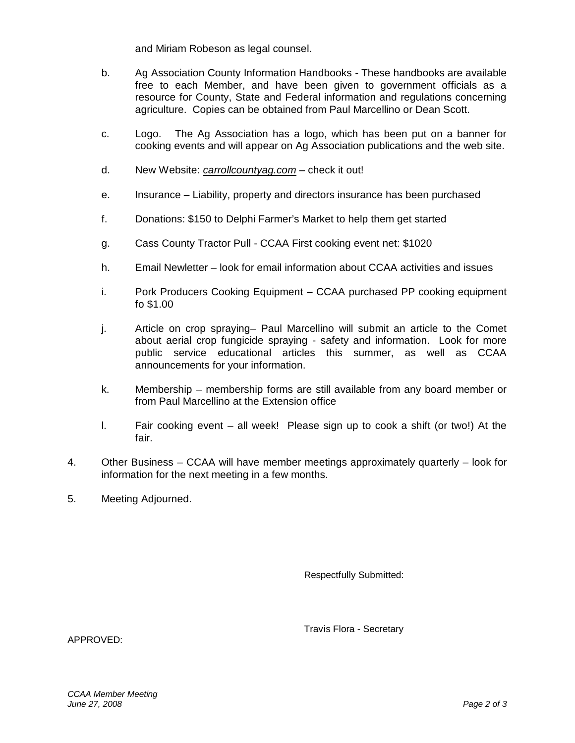and Miriam Robeson as legal counsel.

b. Ag Association County Information Handbooks - These handbooks are available free to each Member, and have been given to government officials as a resource for County, State and Federal information and regulations concerning agriculture. Copies can be obtained from Paul Marcellino or Dean Scott.

c. Logo. The Ag Association has a logo, which has been put on a banner for cooking events and will appear on Ag Association publications and the web site.

d. New Website: *carrollcountyag.com* – check it out!

e. Insurance – Liability, property and directors insurance has been purchased

f. Donations: $150 to Delphi Farmer's Market to help them get started

g. Cass County Tractor Pull - CCAA First cooking event net: $1020

h. Email Newletter – look for email information about CCAA activities and issues

i. Pork Producers Cooking Equipment – CCAA purchased PP cooking equipment fo $1.00

j. Article on crop spraying– Paul Marcellino will submit an article to the Comet about aerial crop fungicide spraying - safety and information. Look for more public service educational articles this summer, as well as CCAA announcements for your information.

k. Membership – membership forms are still available from any board member or from Paul Marcellino at the Extension office

l. Fair cooking event – all week! Please sign up to cook a shift (or two!) At the fair.

4. Other Business – CCAA will have member meetings approximately quarterly – look for information for the next meeting in a few months.

5. Meeting Adjourned.

Respectfully Submitted:

Travis Flora - Secretary

APPROVED: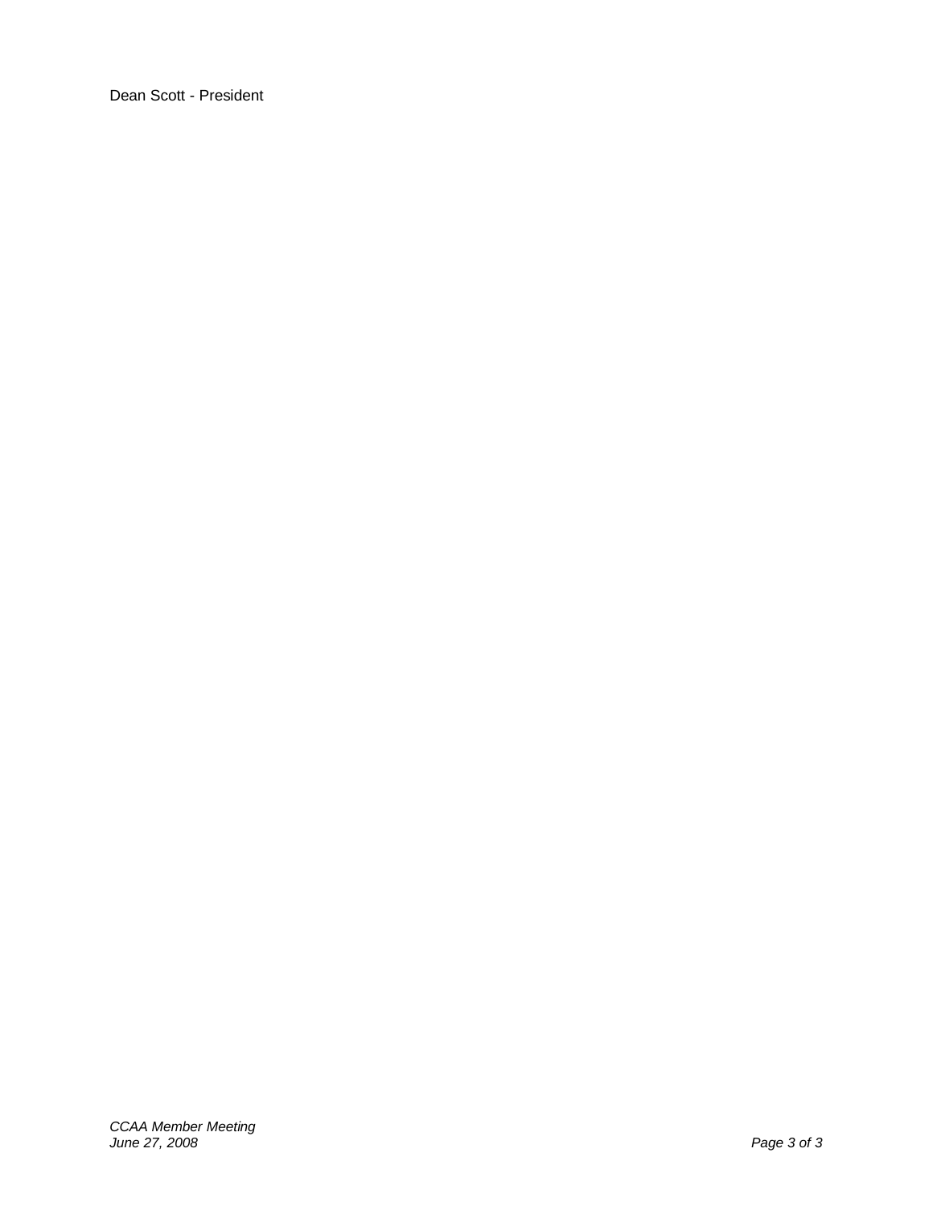Dean Scott - President